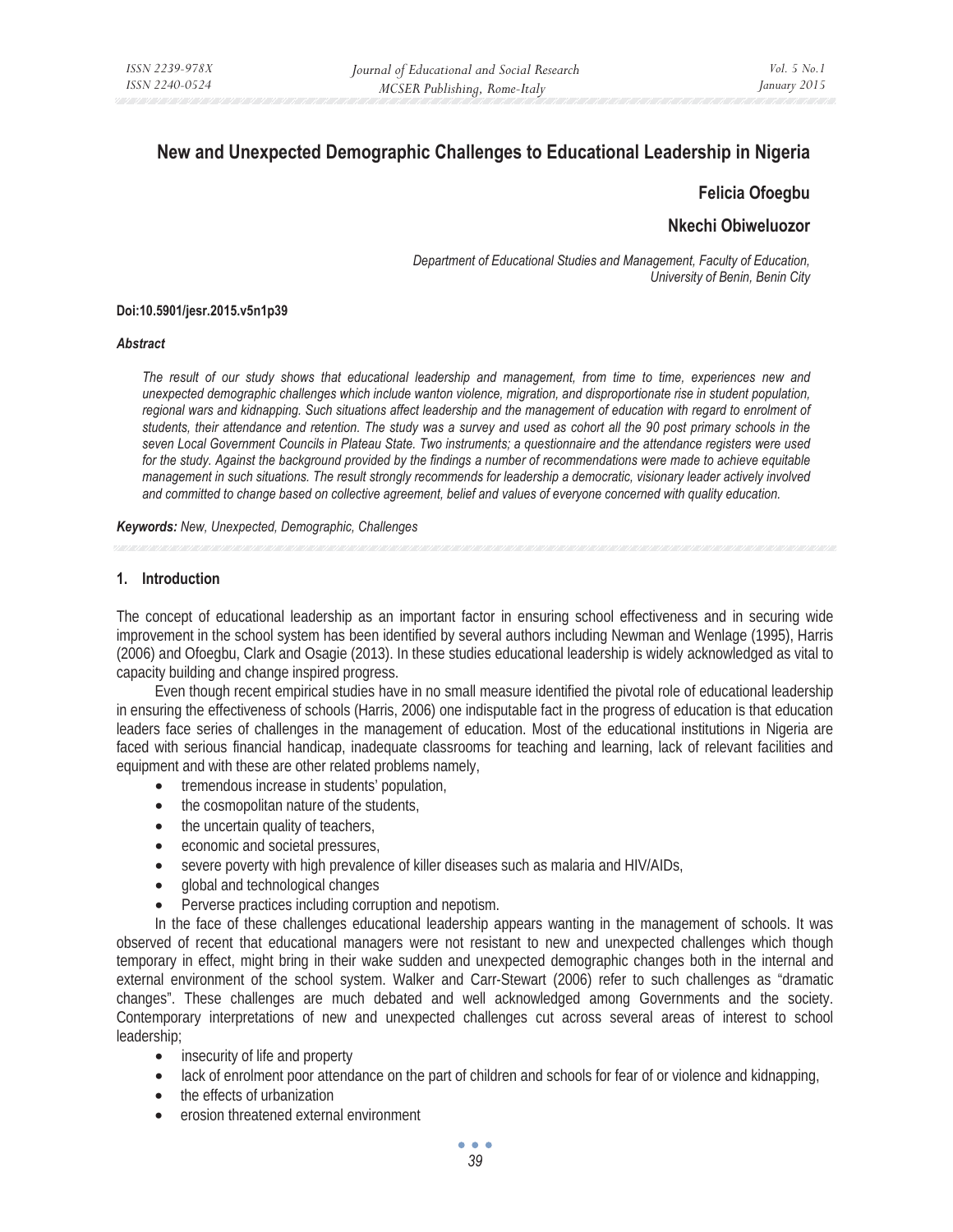# New and Unexpected Demographic Challenges to Educational Leadership in Nigeria

**Felicia Ofoegbu**

**Nkechi Obiweluozor**

*Department of Educational Studies and Management, Faculty of Education, University of Benin, Benin City*

**Doi:10.5901/jesr.2015.v5n1p39**

***Abstract***

*The result of our study shows that educational leadership and management, from time to time, experiences new and unexpected demographic challenges which include wanton violence, migration, and disproportionate rise in student population, regional wars and kidnapping. Such situations affect leadership and the management of education with regard to enrolment of students, their attendance and retention. The study was a survey and used as cohort all the 90 post primary schools in the seven Local Government Councils in Plateau State. Two instruments; a questionnaire and the attendance registers were used for the study. Against the background provided by the findings a number of recommendations were made to achieve equitable management in such situations. The result strongly recommends for leadership a democratic, visionary leader actively involved and committed to change based on collective agreement, belief and values of everyone concerned with quality education.*

***Keywords:*** *New, Unexpected, Demographic, Challenges*

## 1. Introduction

The concept of educational leadership as an important factor in ensuring school effectiveness and in securing wide improvement in the school system has been identified by several authors including Newman and Wenlage (1995), Harris (2006) and Ofoegbu, Clark and Osagie (2013). In these studies educational leadership is widely acknowledged as vital to capacity building and change inspired progress.

Even though recent empirical studies have in no small measure identified the pivotal role of educational leadership in ensuring the effectiveness of schools (Harris, 2006) one indisputable fact in the progress of education is that education leaders face series of challenges in the management of education. Most of the educational institutions in Nigeria are faced with serious financial handicap, inadequate classrooms for teaching and learning, lack of relevant facilities and equipment and with these are other related problems namely,

- tremendous increase in students' population,
- the cosmopolitan nature of the students,
- the uncertain quality of teachers,
- economic and societal pressures,
- severe poverty with high prevalence of killer diseases such as malaria and HIV/AIDs,
- global and technological changes
- Perverse practices including corruption and nepotism.

In the face of these challenges educational leadership appears wanting in the management of schools. It was observed of recent that educational managers were not resistant to new and unexpected challenges which though temporary in effect, might bring in their wake sudden and unexpected demographic changes both in the internal and external environment of the school system. Walker and Carr-Stewart (2006) refer to such challenges as "dramatic changes". These challenges are much debated and well acknowledged among Governments and the society. Contemporary interpretations of new and unexpected challenges cut across several areas of interest to school leadership;

- insecurity of life and property
- lack of enrolment poor attendance on the part of children and schools for fear of or violence and kidnapping,
- the effects of urbanization
- erosion threatened external environment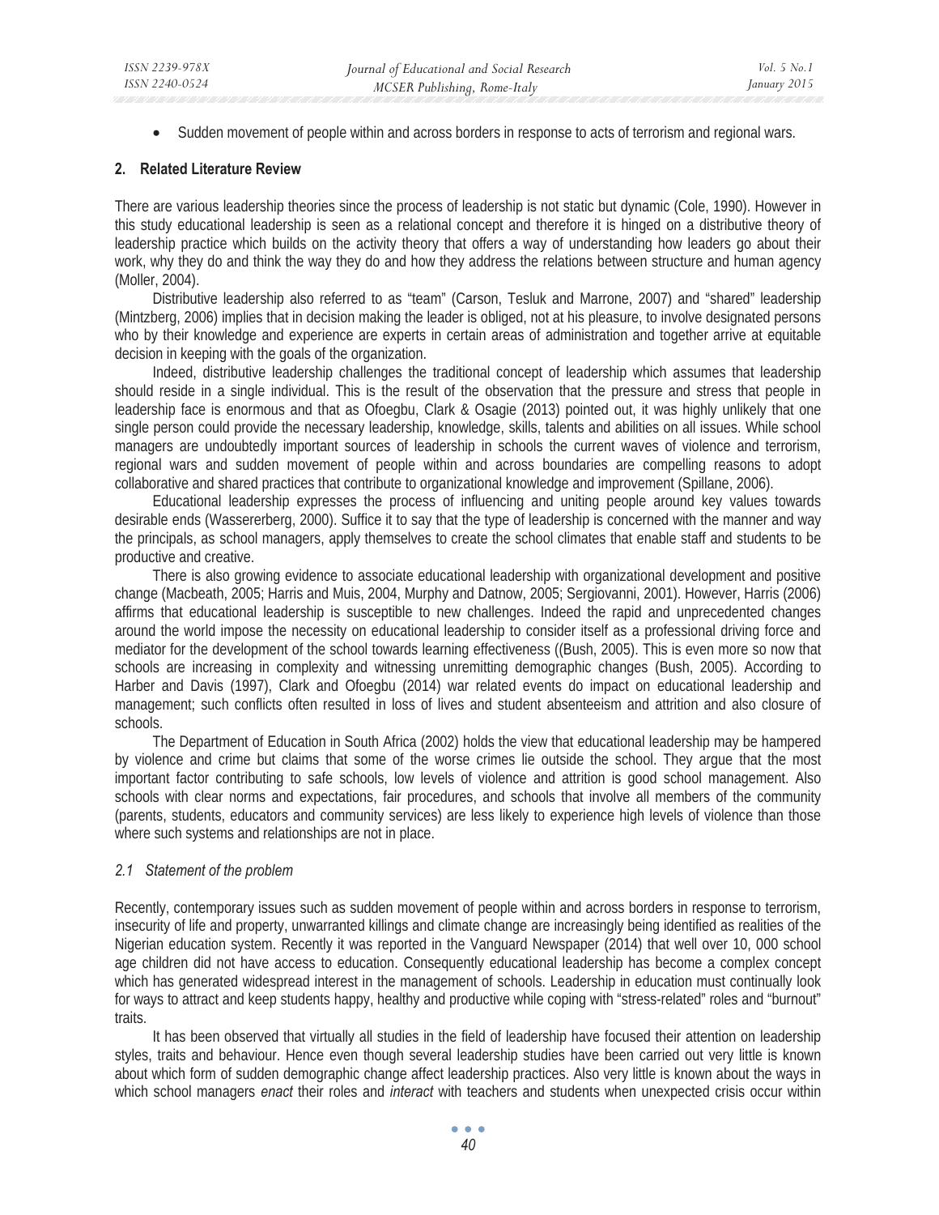- Sudden movement of people within and across borders in response to acts of terrorism and regional wars.

## 2. Related Literature Review

There are various leadership theories since the process of leadership is not static but dynamic (Cole, 1990). However in this study educational leadership is seen as a relational concept and therefore it is hinged on a distributive theory of leadership practice which builds on the activity theory that offers a way of understanding how leaders go about their work, why they do and think the way they do and how they address the relations between structure and human agency (Moller, 2004).

Distributive leadership also referred to as "team" (Carson, Tesluk and Marrone, 2007) and "shared" leadership (Mintzberg, 2006) implies that in decision making the leader is obliged, not at his pleasure, to involve designated persons who by their knowledge and experience are experts in certain areas of administration and together arrive at equitable decision in keeping with the goals of the organization.

Indeed, distributive leadership challenges the traditional concept of leadership which assumes that leadership should reside in a single individual. This is the result of the observation that the pressure and stress that people in leadership face is enormous and that as Ofoegbu, Clark & Osagie (2013) pointed out, it was highly unlikely that one single person could provide the necessary leadership, knowledge, skills, talents and abilities on all issues. While school managers are undoubtedly important sources of leadership in schools the current waves of violence and terrorism, regional wars and sudden movement of people within and across boundaries are compelling reasons to adopt collaborative and shared practices that contribute to organizational knowledge and improvement (Spillane, 2006).

Educational leadership expresses the process of influencing and uniting people around key values towards desirable ends (Wassererberg, 2000). Suffice it to say that the type of leadership is concerned with the manner and way the principals, as school managers, apply themselves to create the school climates that enable staff and students to be productive and creative.

There is also growing evidence to associate educational leadership with organizational development and positive change (Macbeath, 2005; Harris and Muis, 2004, Murphy and Datnow, 2005; Sergiovanni, 2001). However, Harris (2006) affirms that educational leadership is susceptible to new challenges. Indeed the rapid and unprecedented changes around the world impose the necessity on educational leadership to consider itself as a professional driving force and mediator for the development of the school towards learning effectiveness ((Bush, 2005). This is even more so now that schools are increasing in complexity and witnessing unremitting demographic changes (Bush, 2005). According to Harber and Davis (1997), Clark and Ofoegbu (2014) war related events do impact on educational leadership and management; such conflicts often resulted in loss of lives and student absenteeism and attrition and also closure of schools.

The Department of Education in South Africa (2002) holds the view that educational leadership may be hampered by violence and crime but claims that some of the worse crimes lie outside the school. They argue that the most important factor contributing to safe schools, low levels of violence and attrition is good school management. Also schools with clear norms and expectations, fair procedures, and schools that involve all members of the community (parents, students, educators and community services) are less likely to experience high levels of violence than those where such systems and relationships are not in place.

### *2.1 Statement of the problem*

Recently, contemporary issues such as sudden movement of people within and across borders in response to terrorism, insecurity of life and property, unwarranted killings and climate change are increasingly being identified as realities of the Nigerian education system. Recently it was reported in the Vanguard Newspaper (2014) that well over 10, 000 school age children did not have access to education. Consequently educational leadership has become a complex concept which has generated widespread interest in the management of schools. Leadership in education must continually look for ways to attract and keep students happy, healthy and productive while coping with "stress-related" roles and "burnout" traits.

It has been observed that virtually all studies in the field of leadership have focused their attention on leadership styles, traits and behaviour. Hence even though several leadership studies have been carried out very little is known about which form of sudden demographic change affect leadership practices. Also very little is known about the ways in which school managers *enact* their roles and *interact* with teachers and students when unexpected crisis occur within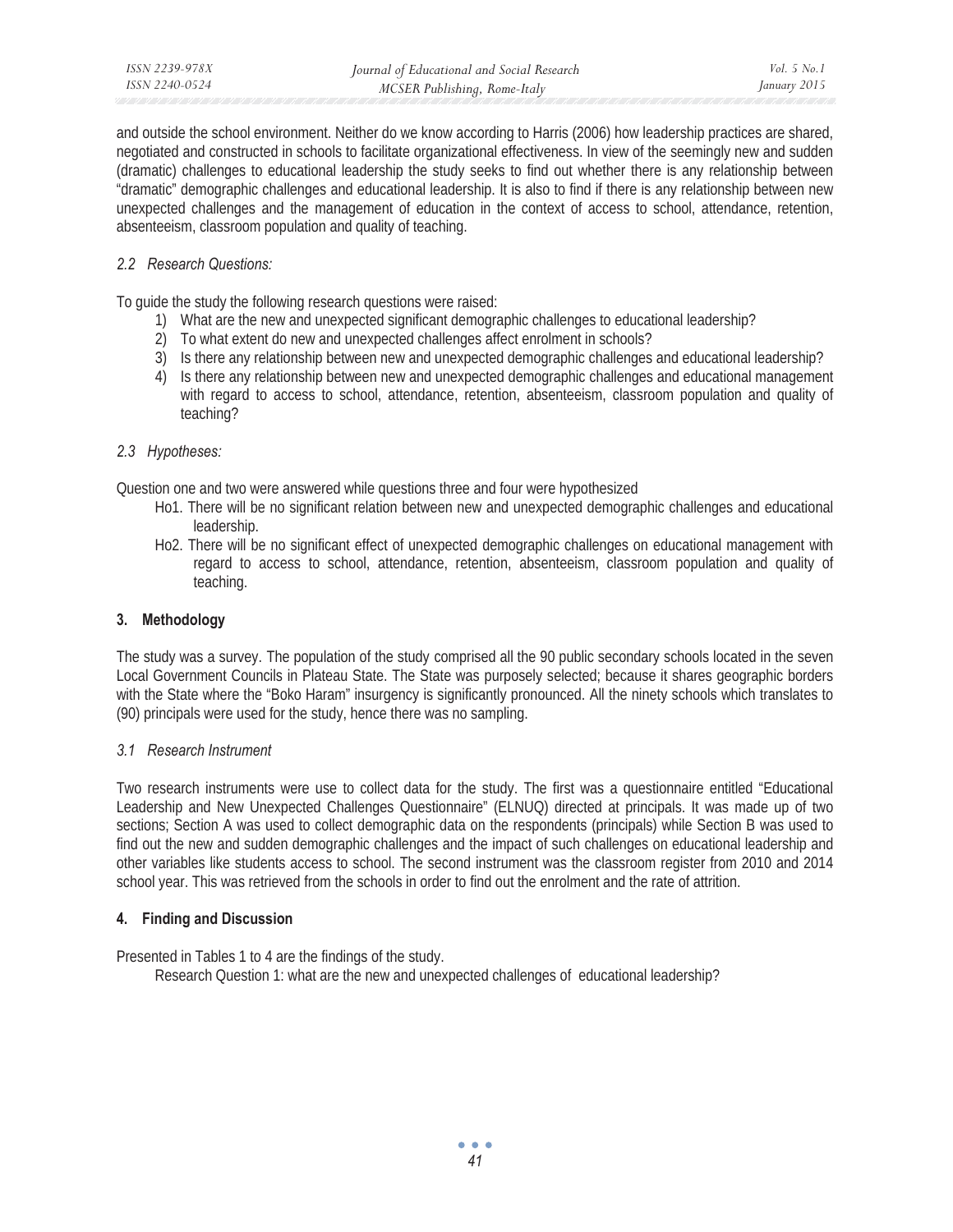and outside the school environment. Neither do we know according to Harris (2006) how leadership practices are shared, negotiated and constructed in schools to facilitate organizational effectiveness. In view of the seemingly new and sudden (dramatic) challenges to educational leadership the study seeks to find out whether there is any relationship between "dramatic" demographic challenges and educational leadership. It is also to find if there is any relationship between new unexpected challenges and the management of education in the context of access to school, attendance, retention, absenteeism, classroom population and quality of teaching.

### *2.2 Research Questions:*

To guide the study the following research questions were raised:

1) What are the new and unexpected significant demographic challenges to educational leadership?
2) To what extent do new and unexpected challenges affect enrolment in schools?
3) Is there any relationship between new and unexpected demographic challenges and educational leadership?
4) Is there any relationship between new and unexpected demographic challenges and educational management with regard to access to school, attendance, retention, absenteeism, classroom population and quality of teaching?

### *2.3 Hypotheses:*

Question one and two were answered while questions three and four were hypothesized

- Ho1. There will be no significant relation between new and unexpected demographic challenges and educational leadership.
- Ho2. There will be no significant effect of unexpected demographic challenges on educational management with regard to access to school, attendance, retention, absenteeism, classroom population and quality of teaching.

## 3. Methodology

The study was a survey. The population of the study comprised all the 90 public secondary schools located in the seven Local Government Councils in Plateau State. The State was purposely selected; because it shares geographic borders with the State where the "Boko Haram" insurgency is significantly pronounced. All the ninety schools which translates to (90) principals were used for the study, hence there was no sampling.

### *3.1 Research Instrument*

Two research instruments were use to collect data for the study. The first was a questionnaire entitled "Educational Leadership and New Unexpected Challenges Questionnaire" (ELNUQ) directed at principals. It was made up of two sections; Section A was used to collect demographic data on the respondents (principals) while Section B was used to find out the new and sudden demographic challenges and the impact of such challenges on educational leadership and other variables like students access to school. The second instrument was the classroom register from 2010 and 2014 school year. This was retrieved from the schools in order to find out the enrolment and the rate of attrition.

## 4. Finding and Discussion

Presented in Tables 1 to 4 are the findings of the study.

Research Question 1: what are the new and unexpected challenges of educational leadership?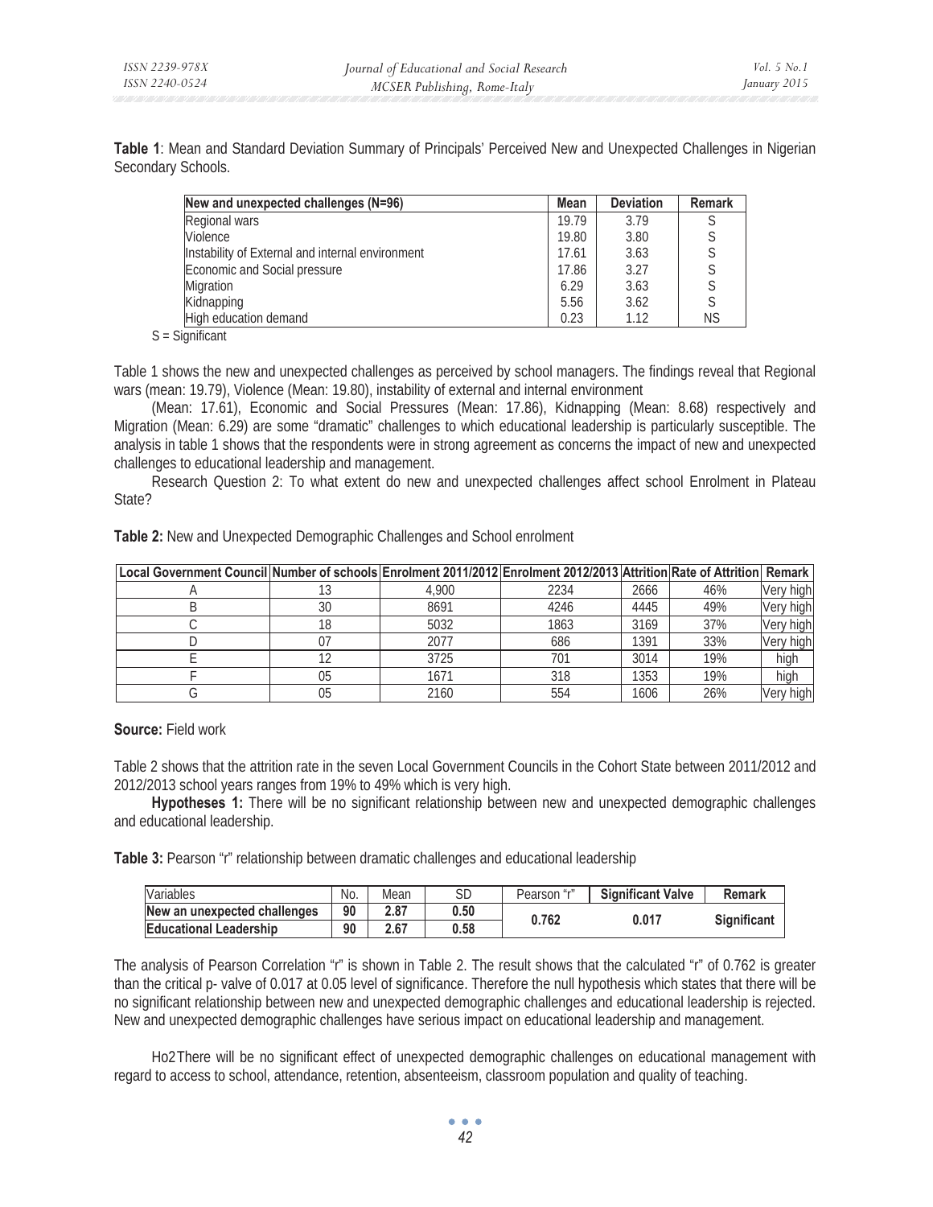**Table 1**: Mean and Standard Deviation Summary of Principals' Perceived New and Unexpected Challenges in Nigerian Secondary Schools.

| New and unexpected challenges (N=96) | Mean | Deviation | Remark |
|---|---|---|---|
| Regional wars | 19.79 | 3.79 | S |
| Violence | 19.80 | 3.80 | S |
| Instability of External and internal environment | 17.61 | 3.63 | S |
| Economic and Social pressure | 17.86 | 3.27 | S |
| Migration | 6.29 | 3.63 | S |
| Kidnapping | 5.56 | 3.62 | S |
| High education demand | 0.23 | 1.12 | NS |

S = Significant

Table 1 shows the new and unexpected challenges as perceived by school managers. The findings reveal that Regional wars (mean: 19.79), Violence (Mean: 19.80), instability of external and internal environment

(Mean: 17.61), Economic and Social Pressures (Mean: 17.86), Kidnapping (Mean: 8.68) respectively and Migration (Mean: 6.29) are some "dramatic" challenges to which educational leadership is particularly susceptible. The analysis in table 1 shows that the respondents were in strong agreement as concerns the impact of new and unexpected challenges to educational leadership and management.

Research Question 2: To what extent do new and unexpected challenges affect school Enrolment in Plateau State?

**Table 2:** New and Unexpected Demographic Challenges and School enrolment

| Local Government Council | Number of schools | Enrolment 2011/2012 | Enrolment 2012/2013 | Attrition | Rate of Attrition | Remark |
|---|---|---|---|---|---|---|
| A | 13 | 4,900 | 2234 | 2666 | 46% | Very high |
| B | 30 | 8691 | 4246 | 4445 | 49% | Very high |
| C | 18 | 5032 | 1863 | 3169 | 37% | Very high |
| D | 07 | 2077 | 686 | 1391 | 33% | Very high |
| E | 12 | 3725 | 701 | 3014 | 19% | high |
| F | 05 | 1671 | 318 | 1353 | 19% | high |
| G | 05 | 2160 | 554 | 1606 | 26% | Very high |

**Source:** Field work

Table 2 shows that the attrition rate in the seven Local Government Councils in the Cohort State between 2011/2012 and 2012/2013 school years ranges from 19% to 49% which is very high.

**Hypotheses 1:** There will be no significant relationship between new and unexpected demographic challenges and educational leadership.

**Table 3:** Pearson "r" relationship between dramatic challenges and educational leadership

| Variables | No. | Mean | SD | Pearson "r" | Significant Valve | Remark |
|---|---|---|---|---|---|---|
| **New an unexpected challenges** | **90** | **2.87** | **0.50** | **0.762** | **0.017** | **Significant** |
| **Educational Leadership** | **90** | **2.67** | **0.58** | | | |

The analysis of Pearson Correlation "r" is shown in Table 2. The result shows that the calculated "r" of 0.762 is greater than the critical p- valve of 0.017 at 0.05 level of significance. Therefore the null hypothesis which states that there will be no significant relationship between new and unexpected demographic challenges and educational leadership is rejected. New and unexpected demographic challenges have serious impact on educational leadership and management.

Ho2 There will be no significant effect of unexpected demographic challenges on educational management with regard to access to school, attendance, retention, absenteeism, classroom population and quality of teaching.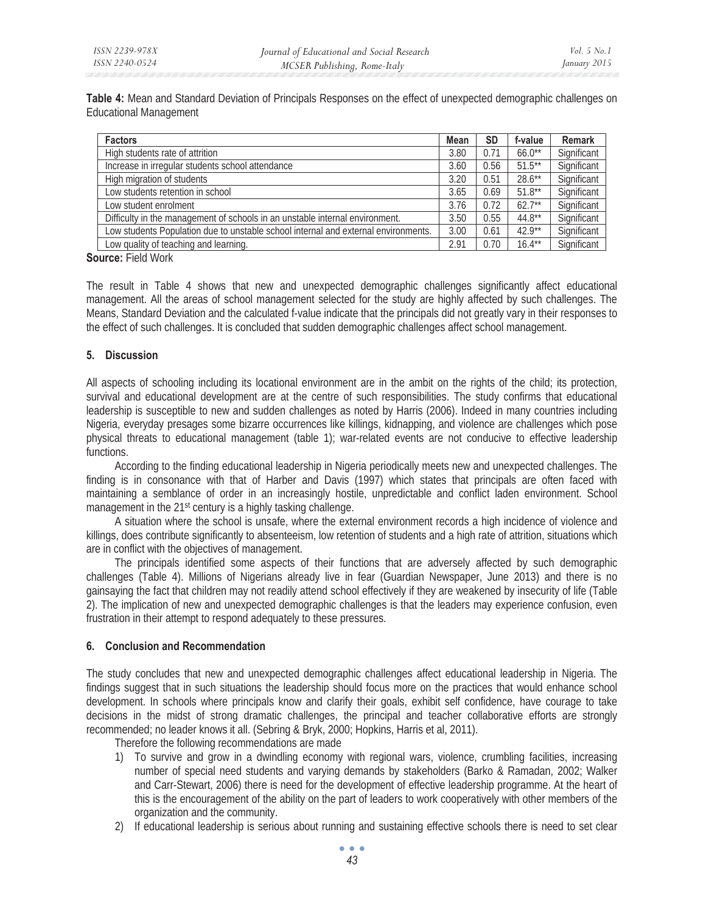**Table 4:** Mean and Standard Deviation of Principals Responses on the effect of unexpected demographic challenges on Educational Management

| Factors | Mean | SD | f-value | Remark |
|---|---|---|---|---|
| High students rate of attrition | 3.80 | 0.71 | 66.0** | Significant |
| Increase in irregular students school attendance | 3.60 | 0.56 | 51.5** | Significant |
| High migration of students | 3.20 | 0.51 | 28.6** | Significant |
| Low students retention in school | 3.65 | 0.69 | 51.8** | Significant |
| Low student enrolment | 3.76 | 0.72 | 62.7** | Significant |
| Difficulty in the management of schools in an unstable internal environment. | 3.50 | 0.55 | 44.8** | Significant |
| Low students Population due to unstable school internal and external environments. | 3.00 | 0.61 | 42.9** | Significant |
| Low quality of teaching and learning. | 2.91 | 0.70 | 16.4** | Significant |

**Source:** Field Work

The result in Table 4 shows that new and unexpected demographic challenges significantly affect educational management. All the areas of school management selected for the study are highly affected by such challenges. The Means, Standard Deviation and the calculated f-value indicate that the principals did not greatly vary in their responses to the effect of such challenges. It is concluded that sudden demographic challenges affect school management.

## 5. Discussion

All aspects of schooling including its locational environment are in the ambit on the rights of the child; its protection, survival and educational development are at the centre of such responsibilities. The study confirms that educational leadership is susceptible to new and sudden challenges as noted by Harris (2006). Indeed in many countries including Nigeria, everyday presages some bizarre occurrences like killings, kidnapping, and violence are challenges which pose physical threats to educational management (table 1); war-related events are not conducive to effective leadership functions.

According to the finding educational leadership in Nigeria periodically meets new and unexpected challenges. The finding is in consonance with that of Harber and Davis (1997) which states that principals are often faced with maintaining a semblance of order in an increasingly hostile, unpredictable and conflict laden environment. School management in the 21st century is a highly tasking challenge.

A situation where the school is unsafe, where the external environment records a high incidence of violence and killings, does contribute significantly to absenteeism, low retention of students and a high rate of attrition, situations which are in conflict with the objectives of management.

The principals identified some aspects of their functions that are adversely affected by such demographic challenges (Table 4). Millions of Nigerians already live in fear (Guardian Newspaper, June 2013) and there is no gainsaying the fact that children may not readily attend school effectively if they are weakened by insecurity of life (Table 2). The implication of new and unexpected demographic challenges is that the leaders may experience confusion, even frustration in their attempt to respond adequately to these pressures.

## 6. Conclusion and Recommendation

The study concludes that new and unexpected demographic challenges affect educational leadership in Nigeria. The findings suggest that in such situations the leadership should focus more on the practices that would enhance school development. In schools where principals know and clarify their goals, exhibit self confidence, have courage to take decisions in the midst of strong dramatic challenges, the principal and teacher collaborative efforts are strongly recommended; no leader knows it all. (Sebring & Bryk, 2000; Hopkins, Harris et al, 2011).

Therefore the following recommendations are made

1) To survive and grow in a dwindling economy with regional wars, violence, crumbling facilities, increasing number of special need students and varying demands by stakeholders (Barko & Ramadan, 2002; Walker and Carr-Stewart, 2006) there is need for the development of effective leadership programme. At the heart of this is the encouragement of the ability on the part of leaders to work cooperatively with other members of the organization and the community.
2) If educational leadership is serious about running and sustaining effective schools there is need to set clear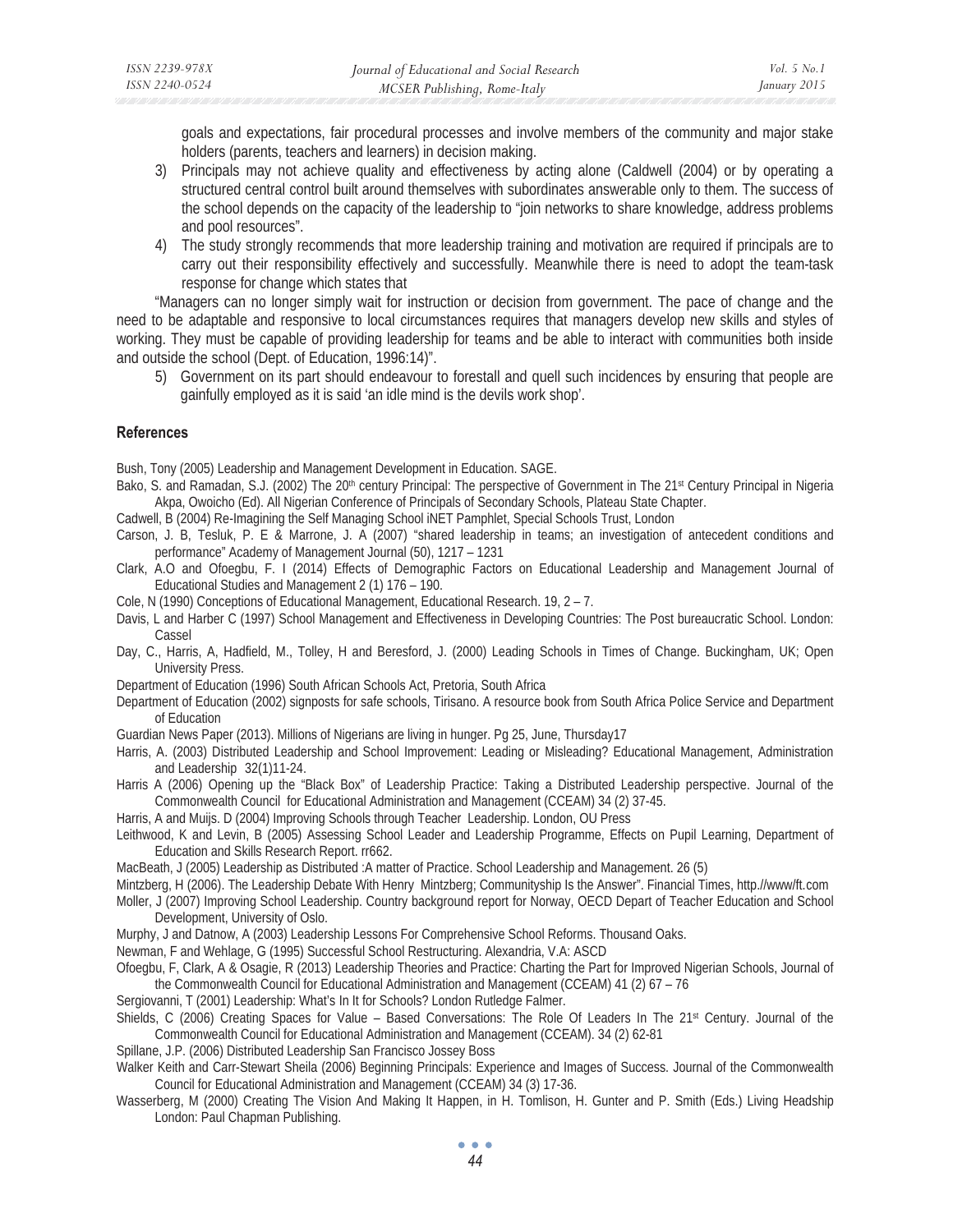goals and expectations, fair procedural processes and involve members of the community and major stake holders (parents, teachers and learners) in decision making.

3) Principals may not achieve quality and effectiveness by acting alone (Caldwell (2004) or by operating a structured central control built around themselves with subordinates answerable only to them. The success of the school depends on the capacity of the leadership to "join networks to share knowledge, address problems and pool resources".
4) The study strongly recommends that more leadership training and motivation are required if principals are to carry out their responsibility effectively and successfully. Meanwhile there is need to adopt the team-task response for change which states that

"Managers can no longer simply wait for instruction or decision from government. The pace of change and the need to be adaptable and responsive to local circumstances requires that managers develop new skills and styles of working. They must be capable of providing leadership for teams and be able to interact with communities both inside and outside the school (Dept. of Education, 1996:14)".

5) Government on its part should endeavour to forestall and quell such incidences by ensuring that people are gainfully employed as it is said 'an idle mind is the devils work shop'.

## References

Bush, Tony (2005) Leadership and Management Development in Education. SAGE.

Bako, S. and Ramadan, S.J. (2002) The 20th century Principal: The perspective of Government in The 21st Century Principal in Nigeria Akpa, Owoicho (Ed). All Nigerian Conference of Principals of Secondary Schools, Plateau State Chapter.

Cadwell, B (2004) Re-Imagining the Self Managing School iNET Pamphlet, Special Schools Trust, London

Carson, J. B, Tesluk, P. E & Marrone, J. A (2007) "shared leadership in teams; an investigation of antecedent conditions and performance" Academy of Management Journal (50), 1217 – 1231

Clark, A.O and Ofoegbu, F. I (2014) Effects of Demographic Factors on Educational Leadership and Management Journal of Educational Studies and Management 2 (1) 176 – 190.

Cole, N (1990) Conceptions of Educational Management, Educational Research. 19, 2 – 7.

Davis, L and Harber C (1997) School Management and Effectiveness in Developing Countries: The Post bureaucratic School. London: Cassel

Day, C., Harris, A, Hadfield, M., Tolley, H and Beresford, J. (2000) Leading Schools in Times of Change. Buckingham, UK; Open University Press.

Department of Education (1996) South African Schools Act, Pretoria, South Africa

Department of Education (2002) signposts for safe schools, Tirisano. A resource book from South Africa Police Service and Department of Education

Guardian News Paper (2013). Millions of Nigerians are living in hunger. Pg 25, June, Thursday17

Harris, A. (2003) Distributed Leadership and School Improvement: Leading or Misleading? Educational Management, Administration and Leadership 32(1)11-24.

Harris A (2006) Opening up the "Black Box" of Leadership Practice: Taking a Distributed Leadership perspective. Journal of the Commonwealth Council for Educational Administration and Management (CCEAM) 34 (2) 37-45.

Harris, A and Muijs. D (2004) Improving Schools through Teacher Leadership. London, OU Press

Leithwood, K and Levin, B (2005) Assessing School Leader and Leadership Programme, Effects on Pupil Learning, Department of Education and Skills Research Report. rr662.

MacBeath, J (2005) Leadership as Distributed :A matter of Practice. School Leadership and Management. 26 (5)

Mintzberg, H (2006). The Leadership Debate With Henry Mintzberg; Communityship Is the Answer". Financial Times, http.//www/ft.com

Moller, J (2007) Improving School Leadership. Country background report for Norway, OECD Depart of Teacher Education and School Development, University of Oslo.

Murphy, J and Datnow, A (2003) Leadership Lessons For Comprehensive School Reforms. Thousand Oaks.

Newman, F and Wehlage, G (1995) Successful School Restructuring. Alexandria, V.A: ASCD

Ofoegbu, F, Clark, A & Osagie, R (2013) Leadership Theories and Practice: Charting the Part for Improved Nigerian Schools, Journal of the Commonwealth Council for Educational Administration and Management (CCEAM) 41 (2) 67 – 76

Sergiovanni, T (2001) Leadership: What's In It for Schools? London Rutledge Falmer.

Shields, C (2006) Creating Spaces for Value – Based Conversations: The Role Of Leaders In The 21st Century. Journal of the Commonwealth Council for Educational Administration and Management (CCEAM). 34 (2) 62-81

Spillane, J.P. (2006) Distributed Leadership San Francisco Jossey Boss

Walker Keith and Carr-Stewart Sheila (2006) Beginning Principals: Experience and Images of Success. Journal of the Commonwealth Council for Educational Administration and Management (CCEAM) 34 (3) 17-36.

Wasserberg, M (2000) Creating The Vision And Making It Happen, in H. Tomlison, H. Gunter and P. Smith (Eds.) Living Headship London: Paul Chapman Publishing.